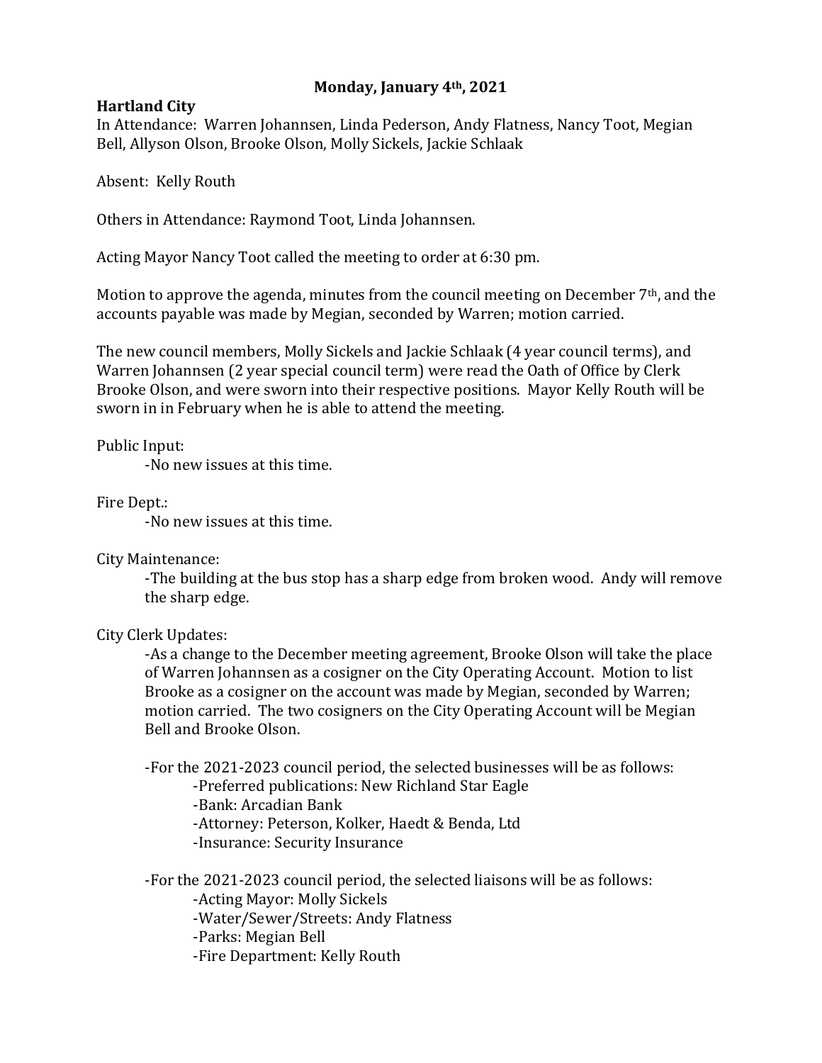**Monday, January 4th, 2021**

**Hartland City**

In Attendance: Warren Johannsen, Linda Pederson, Andy Flatness, Nancy Toot, Megian Bell, Allyson Olson, Brooke Olson, Molly Sickels, Jackie Schlaak

Absent: Kelly Routh

Others in Attendance: Raymond Toot, Linda Johannsen.

Acting Mayor Nancy Toot called the meeting to order at 6:30 pm.

Motion to approve the agenda, minutes from the council meeting on December 7th, and the accounts payable was made by Megian, seconded by Warren; motion carried.

The new council members, Molly Sickels and Jackie Schlaak (4 year council terms), and Warren Johannsen (2 year special council term) were read the Oath of Office by Clerk Brooke Olson, and were sworn into their respective positions. Mayor Kelly Routh will be sworn in in February when he is able to attend the meeting.

Public Input:

-No new issues at this time.

Fire Dept.:

-No new issues at this time.

City Maintenance:

-The building at the bus stop has a sharp edge from broken wood. Andy will remove the sharp edge.

City Clerk Updates:

-As a change to the December meeting agreement, Brooke Olson will take the place of Warren Johannsen as a cosigner on the City Operating Account. Motion to list Brooke as a cosigner on the account was made by Megian, seconded by Warren; motion carried. The two cosigners on the City Operating Account will be Megian Bell and Brooke Olson.

-For the 2021-2023 council period, the selected businesses will be as follows:

- -Preferred publications: New Richland Star Eagle
- -Bank: Arcadian Bank
- -Attorney: Peterson, Kolker, Haedt & Benda, Ltd
- -Insurance: Security Insurance

-For the 2021-2023 council period, the selected liaisons will be as follows:

- -Acting Mayor: Molly Sickels
- -Water/Sewer/Streets: Andy Flatness
- -Parks: Megian Bell
- -Fire Department: Kelly Routh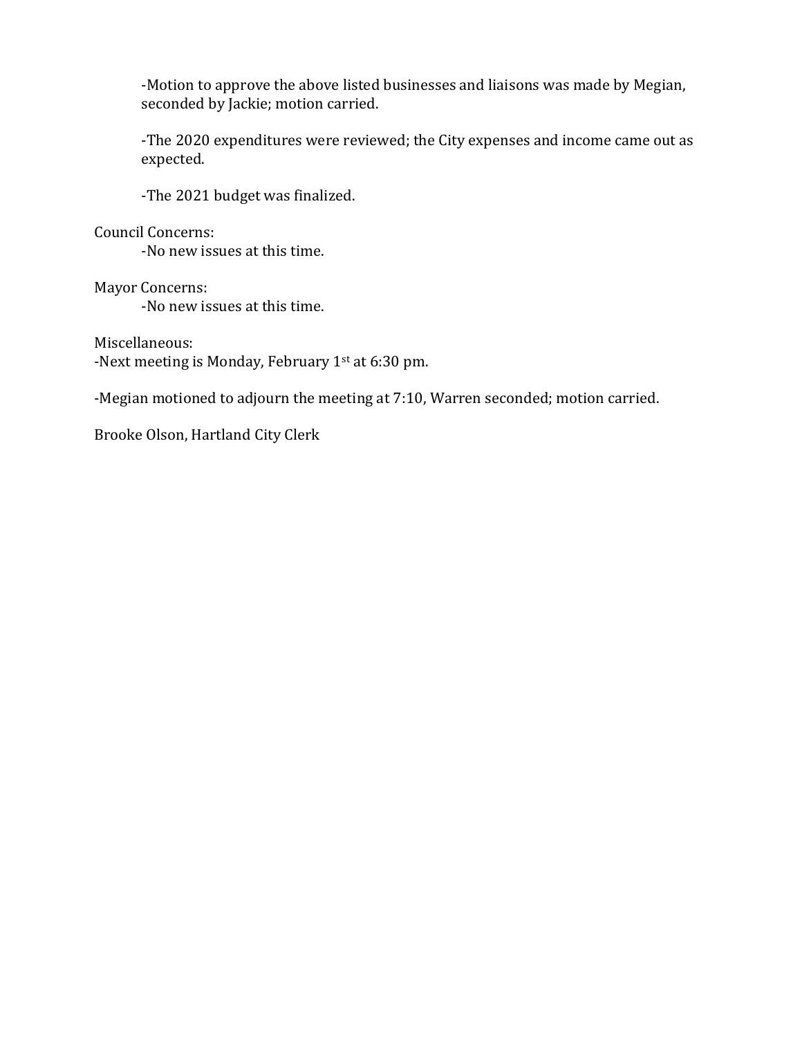-Motion to approve the above listed businesses and liaisons was made by Megian, seconded by Jackie; motion carried.

-The 2020 expenditures were reviewed; the City expenses and income came out as expected.

-The 2021 budget was finalized.

Council Concerns:
-No new issues at this time.

Mayor Concerns:
-No new issues at this time.

Miscellaneous:
-Next meeting is Monday, February 1st at 6:30 pm.

-Megian motioned to adjourn the meeting at 7:10, Warren seconded; motion carried.

Brooke Olson, Hartland City Clerk